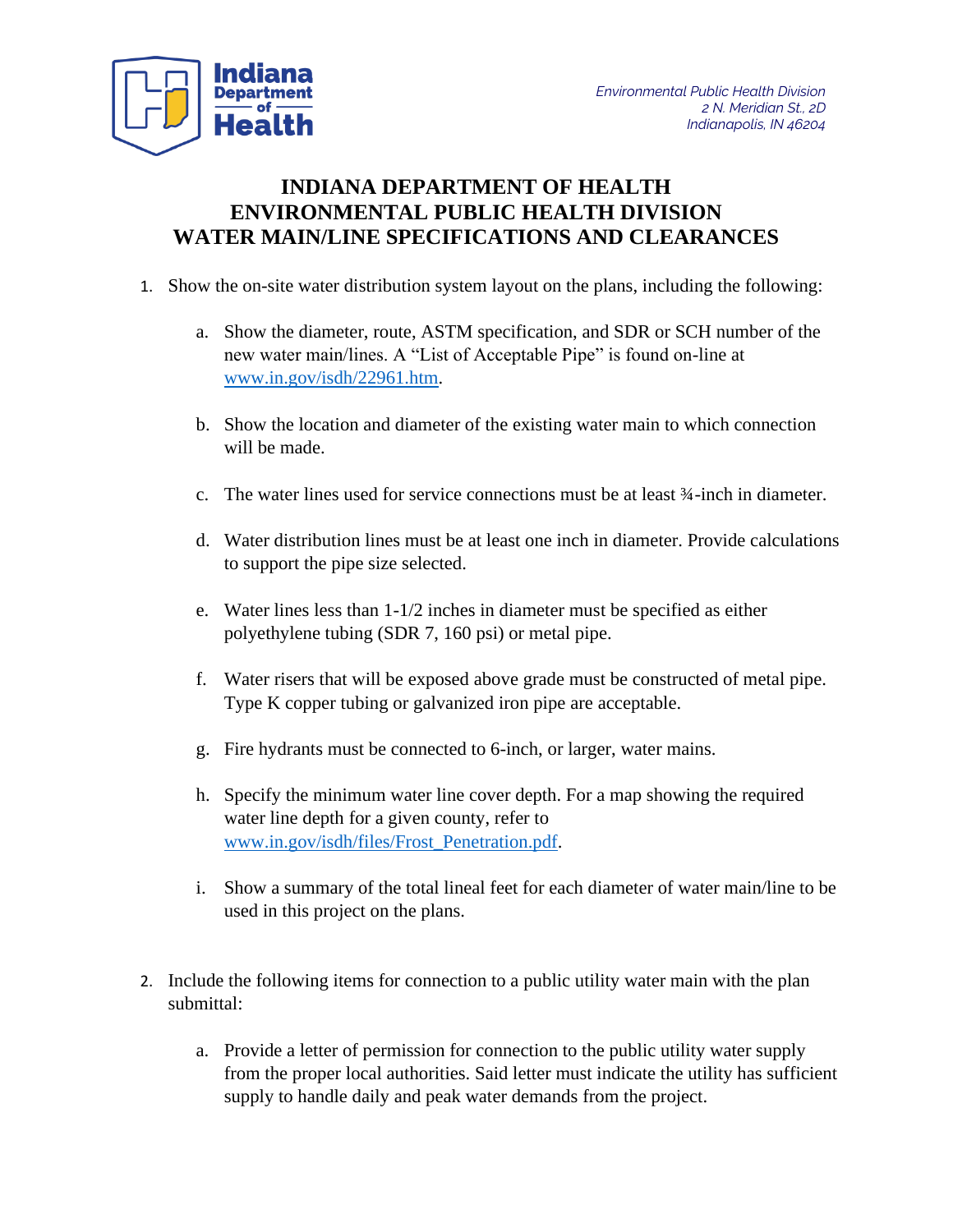Environmental Public Health Division
2 N. Meridian St., 2D
Indianapolis, IN 46204

# INDIANA DEPARTMENT OF HEALTH ENVIRONMENTAL PUBLIC HEALTH DIVISION WATER MAIN/LINE SPECIFICATIONS AND CLEARANCES

1. Show the on-site water distribution system layout on the plans, including the following:

    a. Show the diameter, route, ASTM specification, and SDR or SCH number of the new water main/lines. A "List of Acceptable Pipe" is found on-line at [www.in.gov/isdh/22961.htm](www.in.gov/isdh/22961.htm).

    b. Show the location and diameter of the existing water main to which connection will be made.

    c. The water lines used for service connections must be at least ¾-inch in diameter.

    d. Water distribution lines must be at least one inch in diameter. Provide calculations to support the pipe size selected.

    e. Water lines less than 1-1/2 inches in diameter must be specified as either polyethylene tubing (SDR 7, 160 psi) or metal pipe.

    f. Water risers that will be exposed above grade must be constructed of metal pipe. Type K copper tubing or galvanized iron pipe are acceptable.

    g. Fire hydrants must be connected to 6-inch, or larger, water mains.

    h. Specify the minimum water line cover depth. For a map showing the required water line depth for a given county, refer to [www.in.gov/isdh/files/Frost_Penetration.pdf](www.in.gov/isdh/files/Frost_Penetration.pdf).

    i. Show a summary of the total lineal feet for each diameter of water main/line to be used in this project on the plans.

2. Include the following items for connection to a public utility water main with the plan submittal:

    a. Provide a letter of permission for connection to the public utility water supply from the proper local authorities. Said letter must indicate the utility has sufficient supply to handle daily and peak water demands from the project.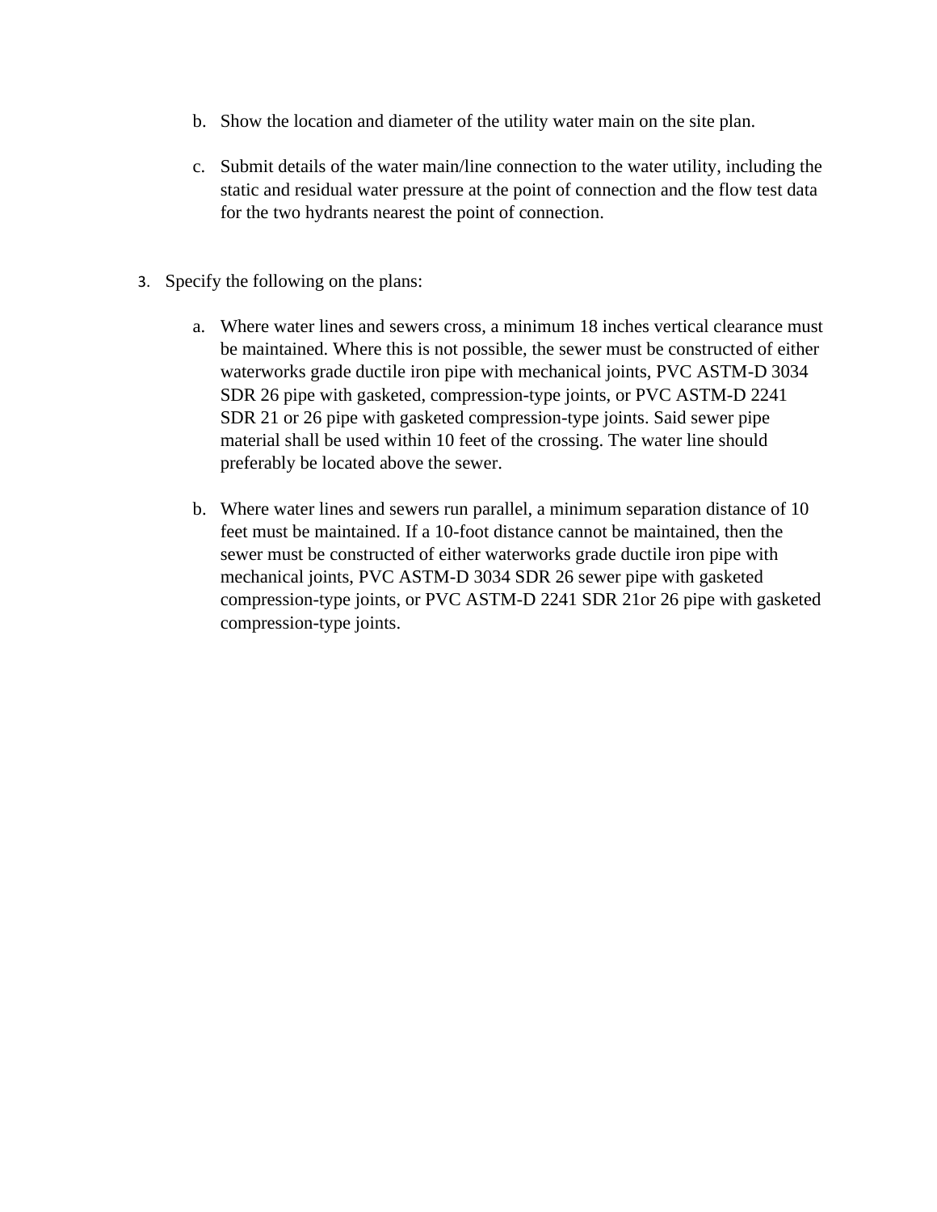b. Show the location and diameter of the utility water main on the site plan.

c. Submit details of the water main/line connection to the water utility, including the static and residual water pressure at the point of connection and the flow test data for the two hydrants nearest the point of connection.

3. Specify the following on the plans:

   a. Where water lines and sewers cross, a minimum 18 inches vertical clearance must be maintained. Where this is not possible, the sewer must be constructed of either waterworks grade ductile iron pipe with mechanical joints, PVC ASTM-D 3034 SDR 26 pipe with gasketed, compression-type joints, or PVC ASTM-D 2241 SDR 21 or 26 pipe with gasketed compression-type joints. Said sewer pipe material shall be used within 10 feet of the crossing. The water line should preferably be located above the sewer.

   b. Where water lines and sewers run parallel, a minimum separation distance of 10 feet must be maintained. If a 10-foot distance cannot be maintained, then the sewer must be constructed of either waterworks grade ductile iron pipe with mechanical joints, PVC ASTM-D 3034 SDR 26 sewer pipe with gasketed compression-type joints, or PVC ASTM-D 2241 SDR 21or 26 pipe with gasketed compression-type joints.